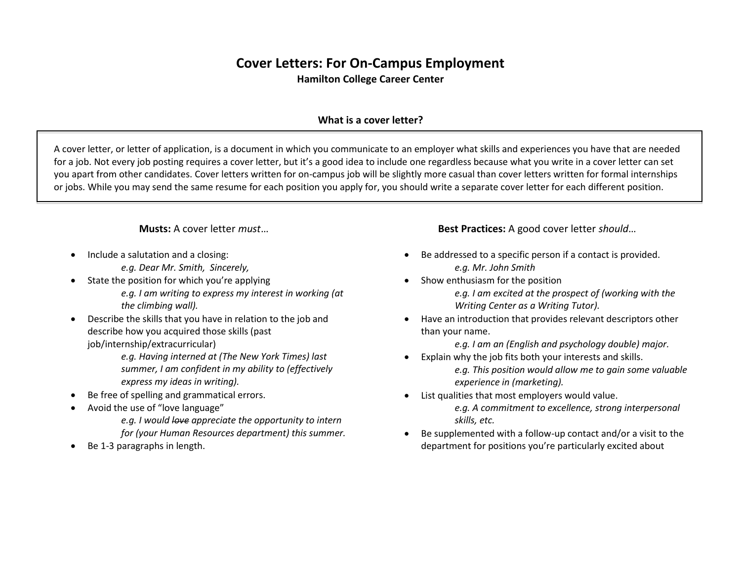# Cover Letters: For On-Campus Employment

**Hamilton College Career Center**

## What is a cover letter?

A cover letter, or letter of application, is a document in which you communicate to an employer what skills and experiences you have that are needed for a job. Not every job posting requires a cover letter, but it's a good idea to include one regardless because what you write in a cover letter can set you apart from other candidates. Cover letters written for on-campus job will be slightly more casual than cover letters written for formal internships or jobs. While you may send the same resume for each position you apply for, you should write a separate cover letter for each different position.

**Musts:** A cover letter *must*…

- Include a salutation and a closing:
  - *e.g. Dear Mr. Smith, Sincerely,*
- State the position for which you're applying
  - *e.g. I am writing to express my interest in working (at the climbing wall).*
- Describe the skills that you have in relation to the job and describe how you acquired those skills (past job/internship/extracurricular)
  - *e.g. Having interned at (The New York Times) last summer, I am confident in my ability to (effectively express my ideas in writing).*
- Be free of spelling and grammatical errors.
- Avoid the use of "love language"
  - *e.g. I would ~~love~~ appreciate the opportunity to intern for (your Human Resources department) this summer.*
- Be 1-3 paragraphs in length.

**Best Practices:** A good cover letter *should*…

- Be addressed to a specific person if a contact is provided.
  - *e.g. Mr. John Smith*
- Show enthusiasm for the position
  - *e.g. I am excited at the prospect of (working with the Writing Center as a Writing Tutor).*
- Have an introduction that provides relevant descriptors other than your name.
  - *e.g. I am an (English and psychology double) major.*
- Explain why the job fits both your interests and skills.
  - *e.g. This position would allow me to gain some valuable experience in (marketing).*
- List qualities that most employers would value.
  - *e.g. A commitment to excellence, strong interpersonal skills, etc.*
- Be supplemented with a follow-up contact and/or a visit to the department for positions you're particularly excited about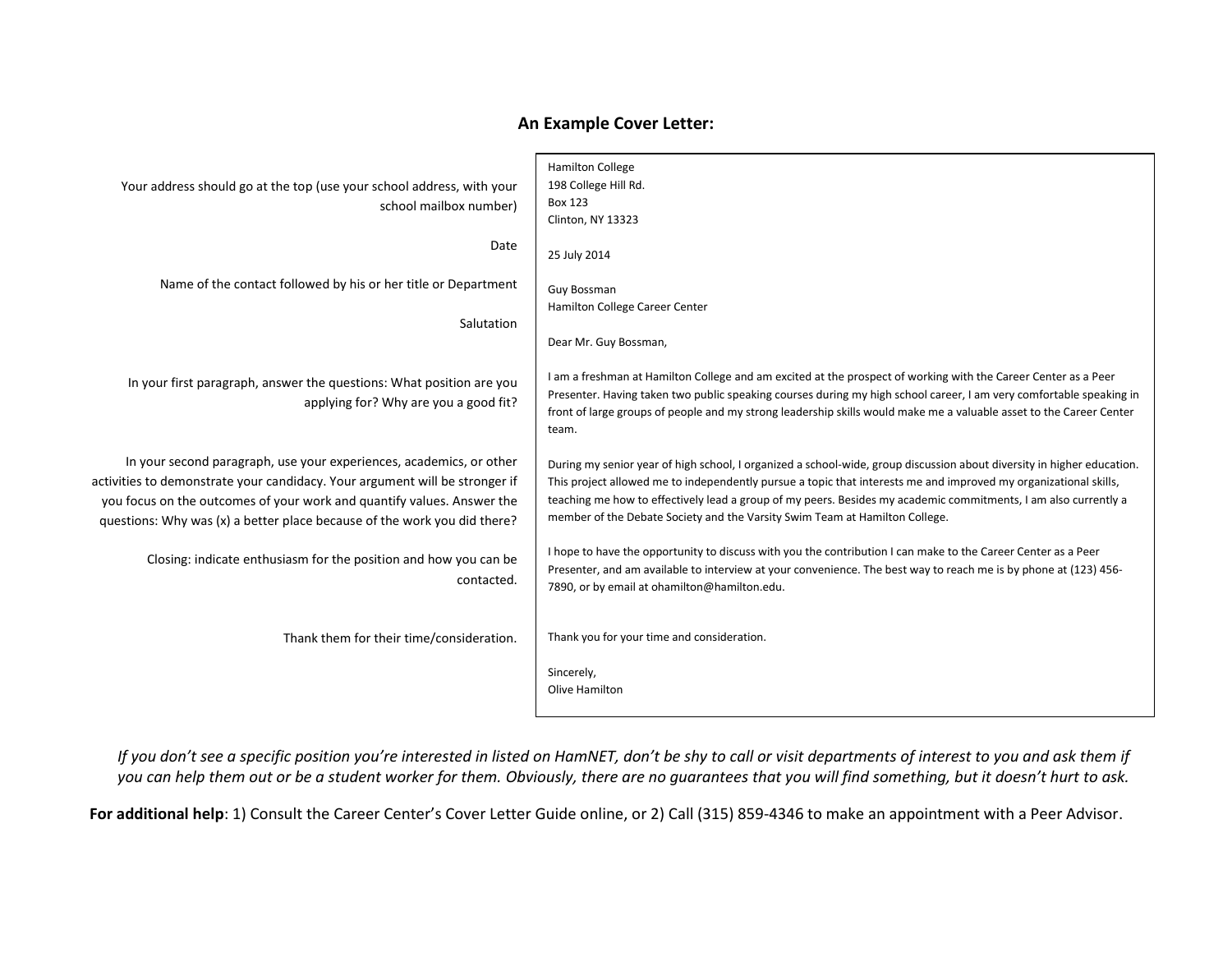## An Example Cover Letter:

| | |
|---|---|
| Your address should go at the top (use your school address, with your school mailbox number) | Hamilton College<br>198 College Hill Rd.<br>Box 123<br>Clinton, NY 13323 |
| Date | 25 July 2014 |
| Name of the contact followed by his or her title or Department | Guy Bossman<br>Hamilton College Career Center |
| Salutation | Dear Mr. Guy Bossman, |
| In your first paragraph, answer the questions: What position are you applying for? Why are you a good fit? | I am a freshman at Hamilton College and am excited at the prospect of working with the Career Center as a Peer Presenter. Having taken two public speaking courses during my high school career, I am very comfortable speaking in front of large groups of people and my strong leadership skills would make me a valuable asset to the Career Center team. |
| In your second paragraph, use your experiences, academics, or other activities to demonstrate your candidacy. Your argument will be stronger if you focus on the outcomes of your work and quantify values. Answer the questions: Why was (x) a better place because of the work you did there? | During my senior year of high school, I organized a school-wide, group discussion about diversity in higher education. This project allowed me to independently pursue a topic that interests me and improved my organizational skills, teaching me how to effectively lead a group of my peers. Besides my academic commitments, I am also currently a member of the Debate Society and the Varsity Swim Team at Hamilton College. |
| Closing: indicate enthusiasm for the position and how you can be contacted. | I hope to have the opportunity to discuss with you the contribution I can make to the Career Center as a Peer Presenter, and am available to interview at your convenience. The best way to reach me is by phone at (123) 456-7890, or by email at ohamilton@hamilton.edu. |
| Thank them for their time/consideration. | Thank you for your time and consideration.<br><br>Sincerely,<br>Olive Hamilton |

*If you don't see a specific position you're interested in listed on HamNET, don't be shy to call or visit departments of interest to you and ask them if you can help them out or be a student worker for them. Obviously, there are no guarantees that you will find something, but it doesn't hurt to ask.*

**For additional help**: 1) Consult the Career Center's Cover Letter Guide online, or 2) Call (315) 859-4346 to make an appointment with a Peer Advisor.